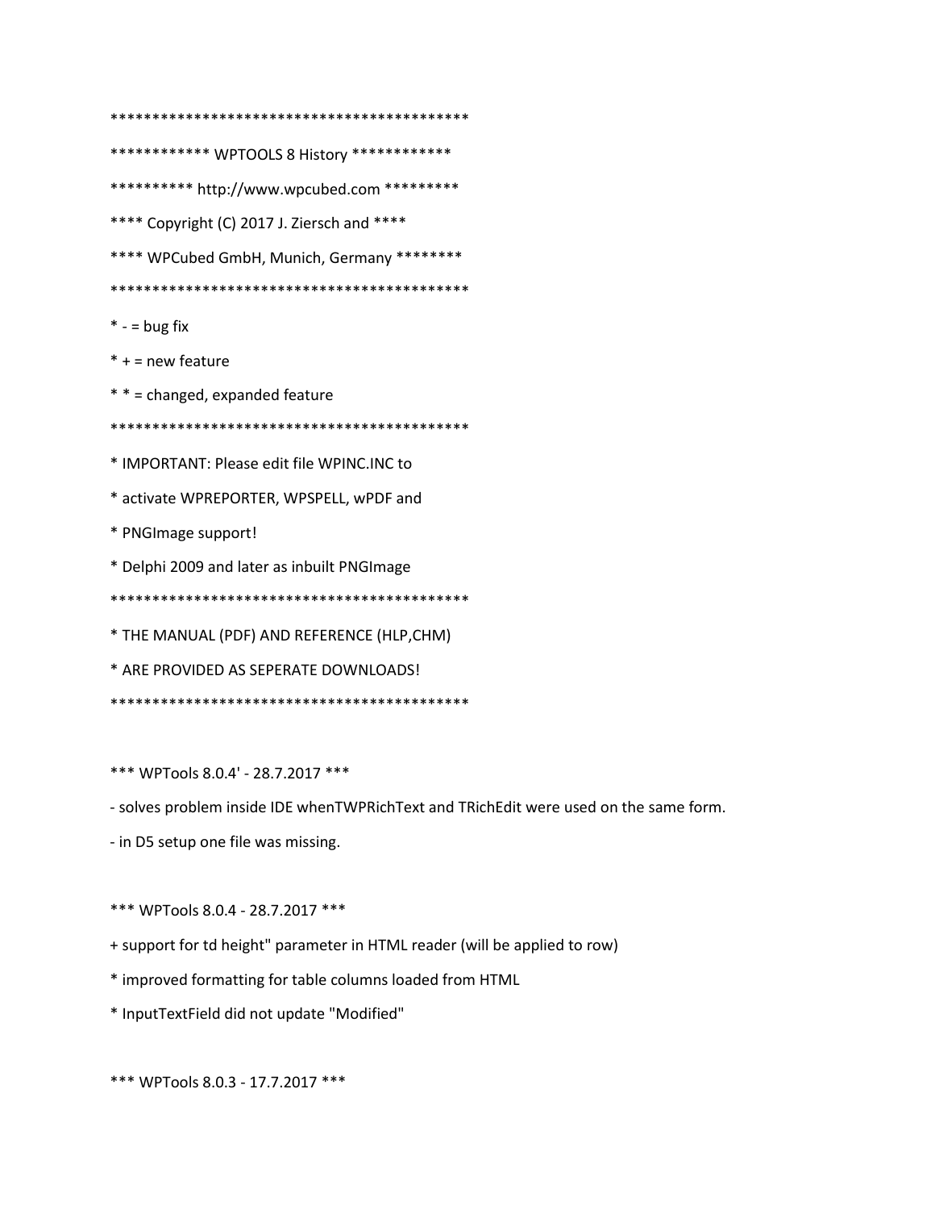```
********************************************
************ WPTOOLS 8 History ************
********** http://www.wpcubed.com *********
**** Copyright (C) 2017 J. Ziersch and ****
**** WPCubed GmbH, Munich, Germany ********
********************************************
* - = bug fix
* + = new feature
* * = changed, expanded feature
********************************************
* IMPORTANT: Please edit file WPINC.INC to
* activate WPREPORTER, WPSPELL, wPDF and
* PNGImage support!
* Delphi 2009 and later as inbuilt PNGImage
********************************************
* THE MANUAL (PDF) AND REFERENCE (HLP,CHM)
* ARE PROVIDED AS SEPERATE DOWNLOADS!
********************************************
```

*** WPTools 8.0.4' - 28.7.2017 ***

- solves problem inside IDE whenTWPRichText and TRichEdit were used on the same form.
- in D5 setup one file was missing.

*** WPTools 8.0.4 - 28.7.2017 ***

+ support for td height" parameter in HTML reader (will be applied to row)
* improved formatting for table columns loaded from HTML
* InputTextField did not update "Modified"

*** WPTools 8.0.3 - 17.7.2017 ***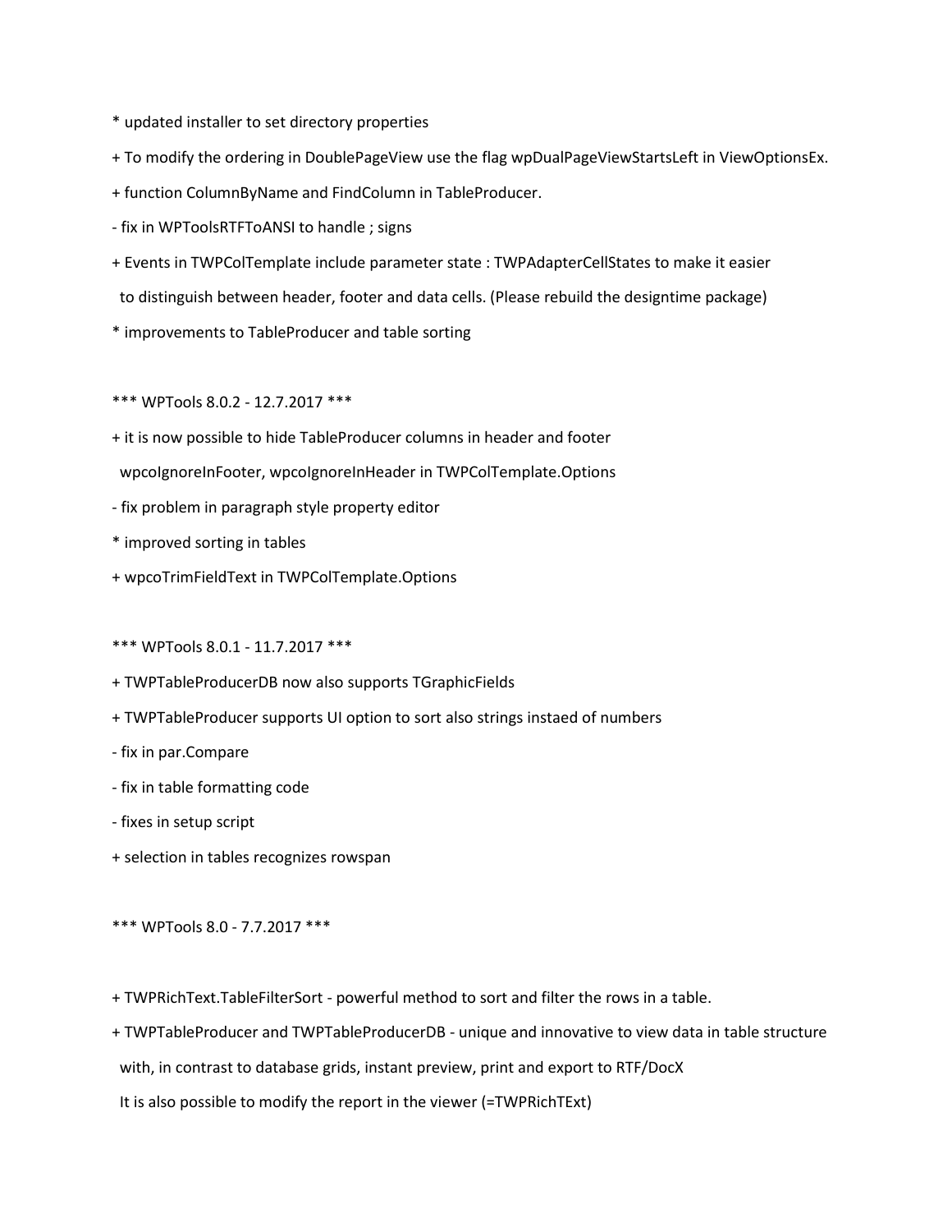* updated installer to set directory properties

+ To modify the ordering in DoublePageView use the flag wpDualPageViewStartsLeft in ViewOptionsEx.

+ function ColumnByName and FindColumn in TableProducer.

- fix in WPToolsRTFToANSI to handle ; signs

+ Events in TWPColTemplate include parameter state : TWPAdapterCellStates to make it easier
  to distinguish between header, footer and data cells. (Please rebuild the designtime package)

* improvements to TableProducer and table sorting

*** WPTools 8.0.2 - 12.7.2017 ***

+ it is now possible to hide TableProducer columns in header and footer
  wpcoIgnoreInFooter, wpcoIgnoreInHeader in TWPColTemplate.Options

- fix problem in paragraph style property editor

* improved sorting in tables

+ wpcoTrimFieldText in TWPColTemplate.Options

*** WPTools 8.0.1 - 11.7.2017 ***

+ TWPTableProducerDB now also supports TGraphicFields

+ TWPTableProducer supports UI option to sort also strings instaed of numbers

- fix in par.Compare

- fix in table formatting code

- fixes in setup script

+ selection in tables recognizes rowspan

*** WPTools 8.0 - 7.7.2017 ***

+ TWPRichText.TableFilterSort - powerful method to sort and filter the rows in a table.

+ TWPTableProducer and TWPTableProducerDB - unique and innovative to view data in table structure
  with, in contrast to database grids, instant preview, print and export to RTF/DocX
  It is also possible to modify the report in the viewer (=TWPRichTExt)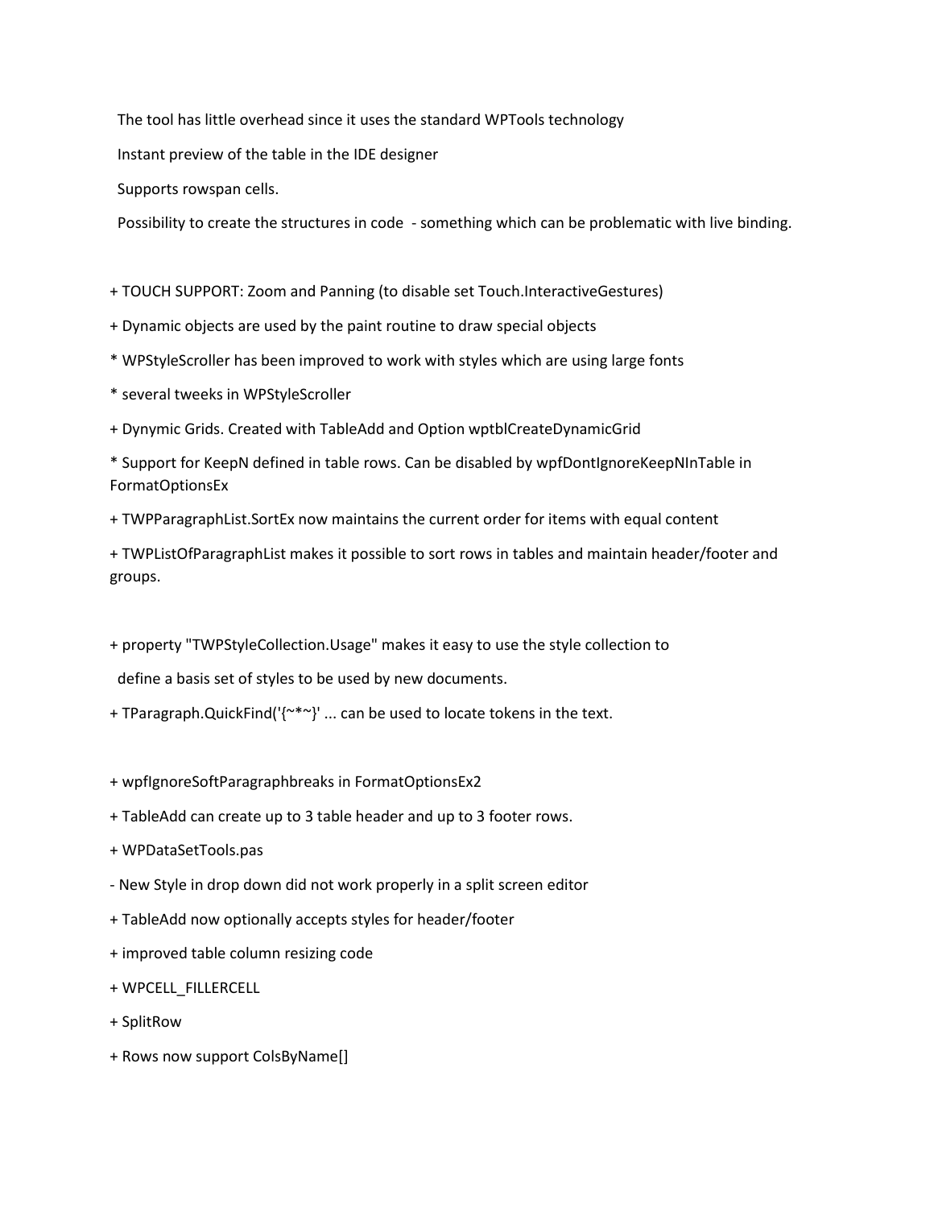The tool has little overhead since it uses the standard WPTools technology

Instant preview of the table in the IDE designer

Supports rowspan cells.

Possibility to create the structures in code  - something which can be problematic with live binding.

+ TOUCH SUPPORT: Zoom and Panning (to disable set Touch.InteractiveGestures)

+ Dynamic objects are used by the paint routine to draw special objects

* WPStyleScroller has been improved to work with styles which are using large fonts

* several tweeks in WPStyleScroller

+ Dynymic Grids. Created with TableAdd and Option wptblCreateDynamicGrid

* Support for KeepN defined in table rows. Can be disabled by wpfDontIgnoreKeepNInTable in FormatOptionsEx

+ TWPParagraphList.SortEx now maintains the current order for items with equal content

+ TWPListOfParagraphList makes it possible to sort rows in tables and maintain header/footer and groups.

+ property "TWPStyleCollection.Usage" makes it easy to use the style collection to

define a basis set of styles to be used by new documents.

+ TParagraph.QuickFind('{~*~}' ... can be used to locate tokens in the text.

+ wpfIgnoreSoftParagraphbreaks in FormatOptionsEx2

+ TableAdd can create up to 3 table header and up to 3 footer rows.

+ WPDataSetTools.pas

- New Style in drop down did not work properly in a split screen editor

+ TableAdd now optionally accepts styles for header/footer

+ improved table column resizing code

+ WPCELL_FILLERCELL

+ SplitRow

+ Rows now support ColsByName[]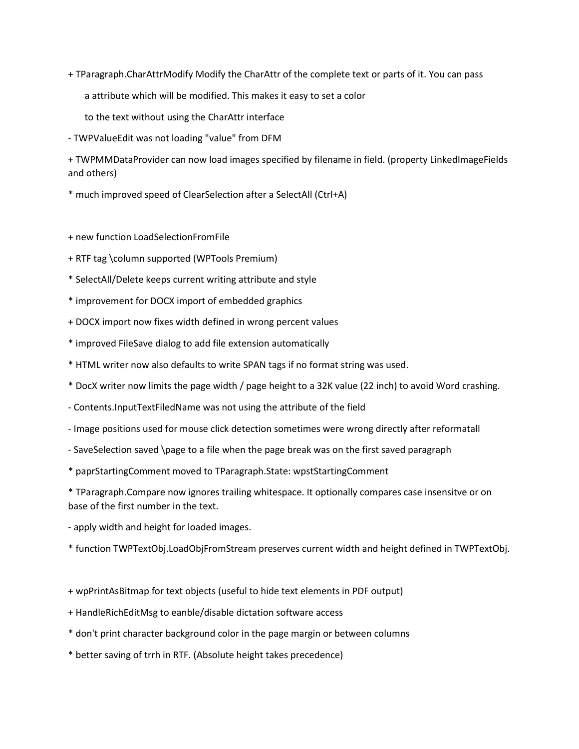+ TParagraph.CharAttrModify Modify the CharAttr of the complete text or parts of it. You can pass

a attribute which will be modified. This makes it easy to set a color

to the text without using the CharAttr interface

- TWPValueEdit was not loading "value" from DFM

+ TWPMMDataProvider can now load images specified by filename in field. (property LinkedImageFields and others)

* much improved speed of ClearSelection after a SelectAll (Ctrl+A)

+ new function LoadSelectionFromFile

+ RTF tag \column supported (WPTools Premium)

* SelectAll/Delete keeps current writing attribute and style

* improvement for DOCX import of embedded graphics

+ DOCX import now fixes width defined in wrong percent values

* improved FileSave dialog to add file extension automatically

* HTML writer now also defaults to write SPAN tags if no format string was used.

* DocX writer now limits the page width / page height to a 32K value (22 inch) to avoid Word crashing.

- Contents.InputTextFiledName was not using the attribute of the field

- Image positions used for mouse click detection sometimes were wrong directly after reformatall

- SaveSelection saved \page to a file when the page break was on the first saved paragraph

* paprStartingComment moved to TParagraph.State: wpstStartingComment

* TParagraph.Compare now ignores trailing whitespace. It optionally compares case insensitve or on base of the first number in the text.

- apply width and height for loaded images.

* function TWPTextObj.LoadObjFromStream preserves current width and height defined in TWPTextObj.

+ wpPrintAsBitmap for text objects (useful to hide text elements in PDF output)

+ HandleRichEditMsg to eanble/disable dictation software access

* don't print character background color in the page margin or between columns

* better saving of trrh in RTF. (Absolute height takes precedence)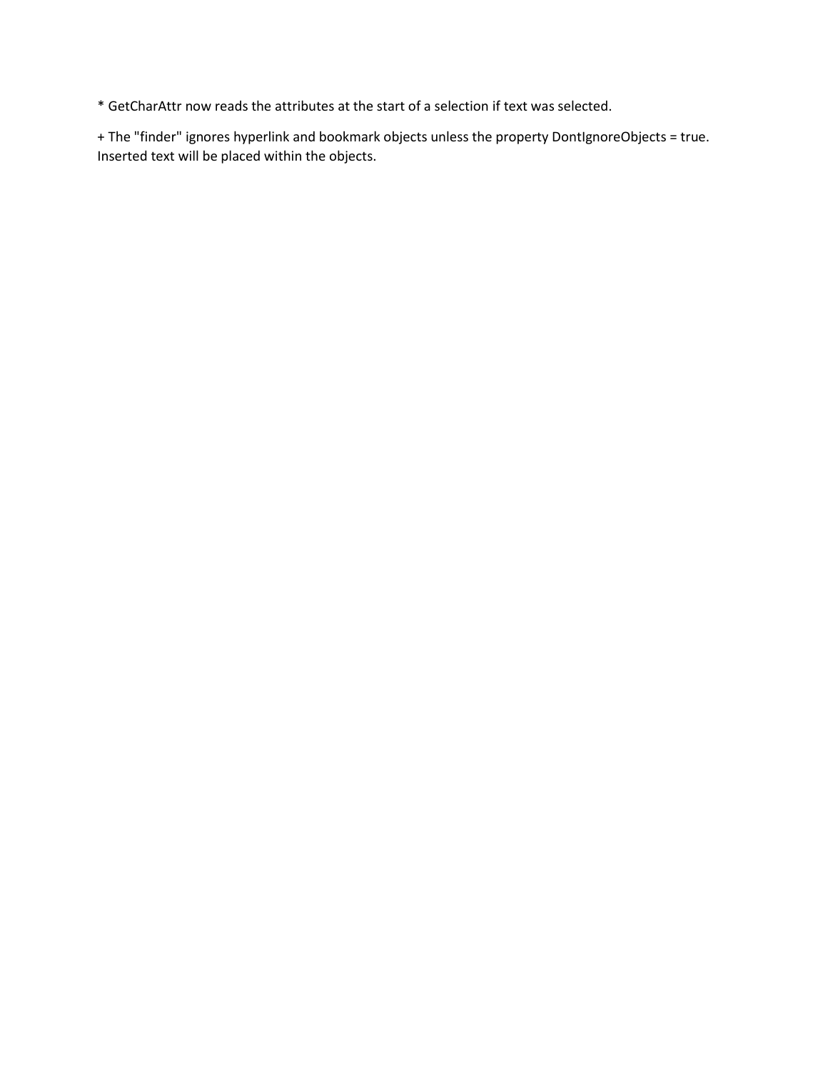* GetCharAttr now reads the attributes at the start of a selection if text was selected.

+ The "finder" ignores hyperlink and bookmark objects unless the property DontIgnoreObjects = true. Inserted text will be placed within the objects.